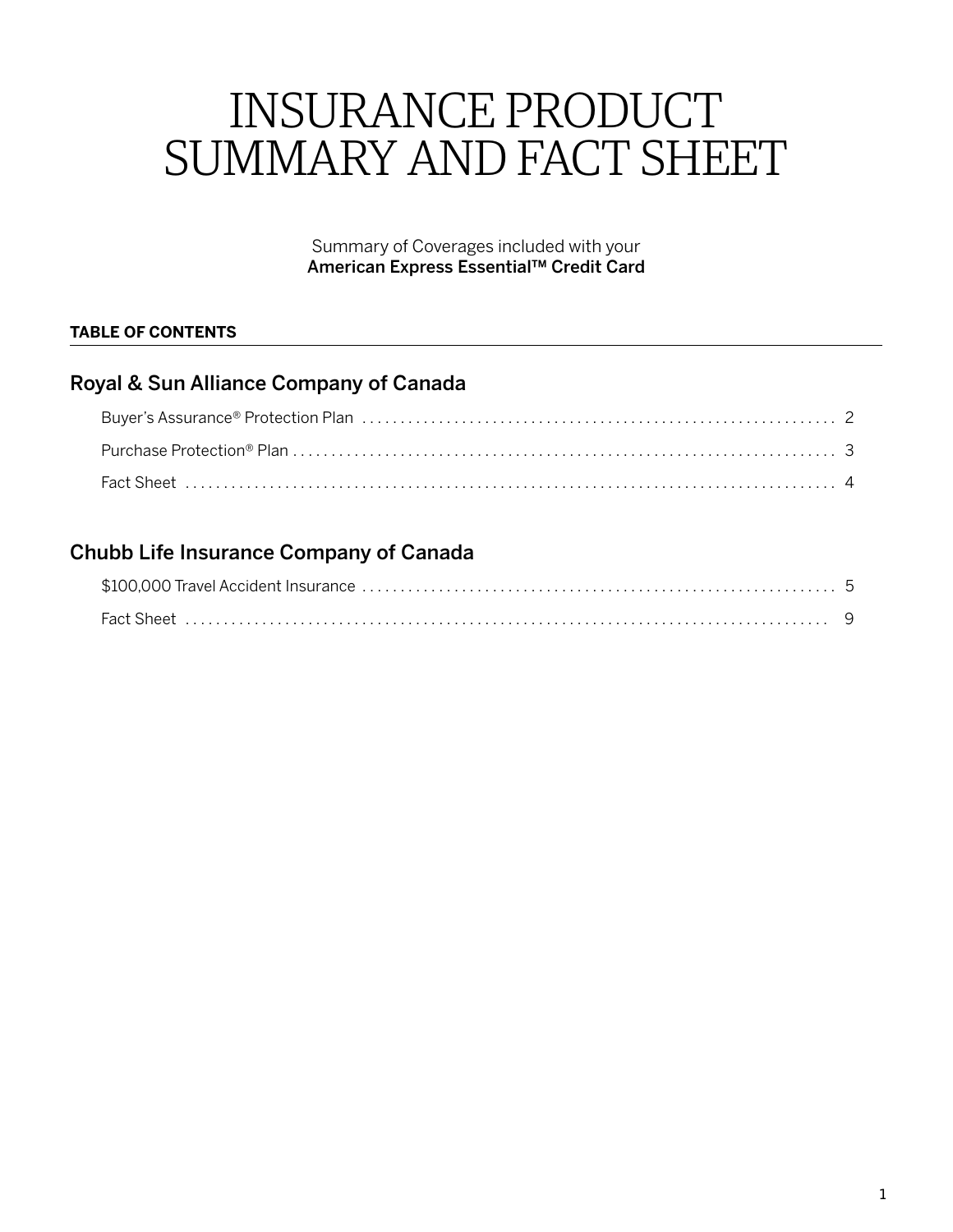# INSURANCE PRODUCT SUMMARY AND FACT SHEET

Summary of Coverages included with your
**American Express Essential™ Credit Card**

**TABLE OF CONTENTS**

## Royal & Sun Alliance Company of Canada

Buyer's Assurance® Protection Plan .................................................... 2

Purchase Protection® Plan .................................................... 3

Fact Sheet .................................................... 4

## Chubb Life Insurance Company of Canada

$100,000 Travel Accident Insurance .................................................... 5

Fact Sheet .................................................... 9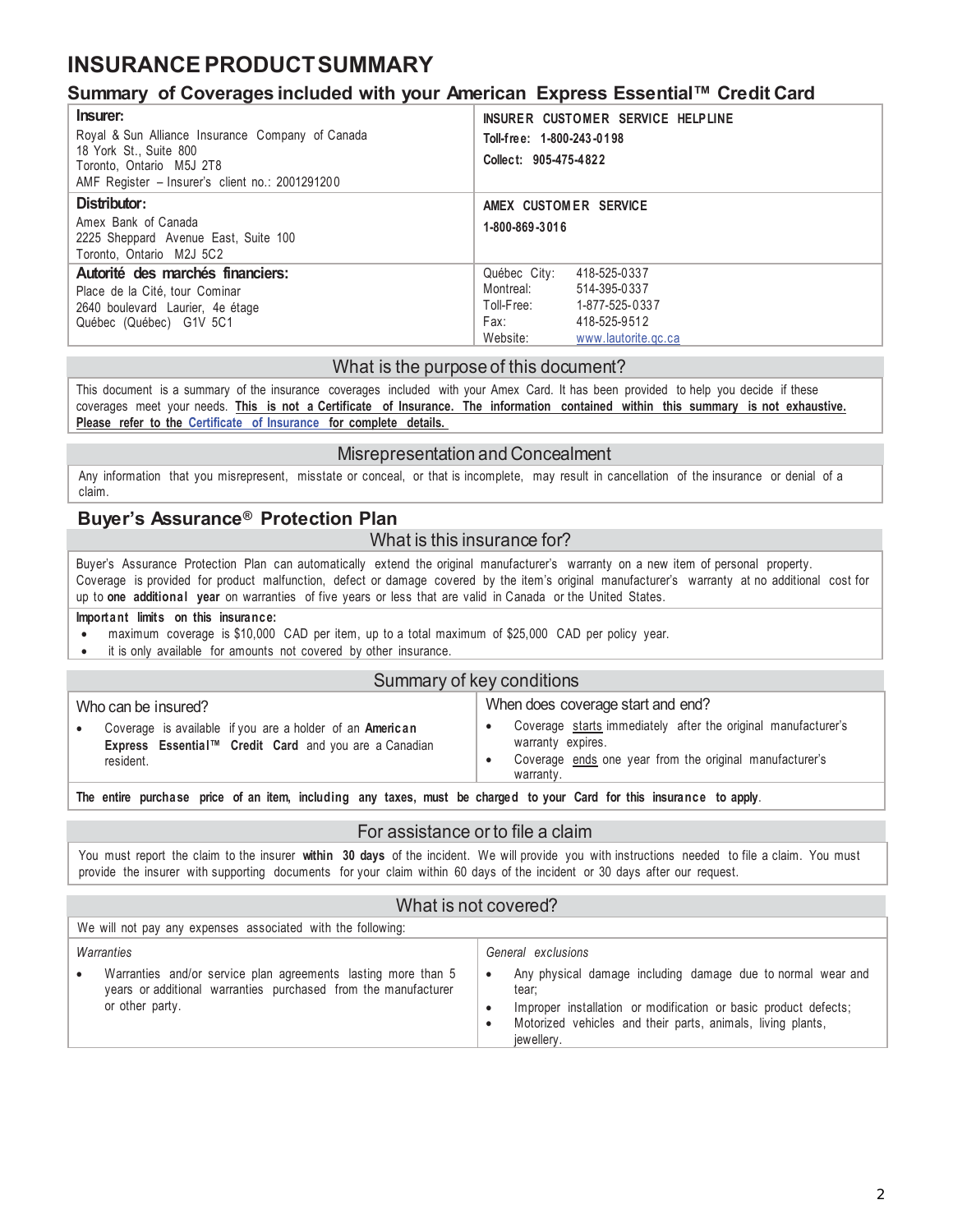# INSURANCE PRODUCT SUMMARY

## Summary of Coverages included with your American Express Essential™ Credit Card

| | |
|---|---|
| **Insurer:**<br>Royal & Sun Alliance Insurance Company of Canada<br>18 York St., Suite 800<br>Toronto, Ontario M5J 2T8<br>AMF Register – Insurer's client no.: 2001291200 | **INSURER CUSTOMER SERVICE HELPLINE**<br>**Toll-free: 1-800-243-0198**<br>**Collect: 905-475-4822** |
| **Distributor:**<br>Amex Bank of Canada<br>2225 Sheppard Avenue East, Suite 100<br>Toronto, Ontario M2J 5C2 | **AMEX CUSTOMER SERVICE**<br>**1-800-869-3016** |
| **Autorité des marchés financiers:**<br>Place de la Cité, tour Cominar<br>2640 boulevard Laurier, 4e étage<br>Québec (Québec) G1V 5C1 | Québec City: 418-525-0337<br>Montreal: 514-395-0337<br>Toll-Free: 1-877-525-0337<br>Fax: 418-525-9512<br>Website: www.lautorite.qc.ca |

### What is the purpose of this document?

This document is a summary of the insurance coverages included with your Amex Card. It has been provided to help you decide if these coverages meet your needs. **This is not a Certificate of Insurance. The information contained within this summary is not exhaustive. Please refer to the Certificate of Insurance for complete details.**

### Misrepresentation and Concealment

Any information that you misrepresent, misstate or conceal, or that is incomplete, may result in cancellation of the insurance or denial of a claim.

## Buyer's Assurance® Protection Plan

### What is this insurance for?

Buyer's Assurance Protection Plan can automatically extend the original manufacturer's warranty on a new item of personal property. Coverage is provided for product malfunction, defect or damage covered by the item's original manufacturer's warranty at no additional cost for up to **one additional year** on warranties of five years or less that are valid in Canada or the United States.

**Important limits on this insurance:**

- maximum coverage is $10,000 CAD per item, up to a total maximum of $25,000 CAD per policy year.
- it is only available for amounts not covered by other insurance.

### Summary of key conditions

| Who can be insured? | When does coverage start and end? |
|---|---|
| • Coverage is available if you are a holder of an **American Express Essential™ Credit Card** and you are a Canadian resident. | • Coverage starts immediately after the original manufacturer's warranty expires.<br>• Coverage ends one year from the original manufacturer's warranty. |

**The entire purchase price of an item, including any taxes, must be charged to your Card for this insurance to apply.**

### For assistance or to file a claim

You must report the claim to the insurer **within 30 days** of the incident. We will provide you with instructions needed to file a claim. You must provide the insurer with supporting documents for your claim within 60 days of the incident or 30 days after our request.

### What is not covered?

We will not pay any expenses associated with the following:

| *Warranties* | *General exclusions* |
|---|---|
| • Warranties and/or service plan agreements lasting more than 5 years or additional warranties purchased from the manufacturer or other party. | • Any physical damage including damage due to normal wear and tear;<br>• Improper installation or modification or basic product defects;<br>• Motorized vehicles and their parts, animals, living plants, jewellery. |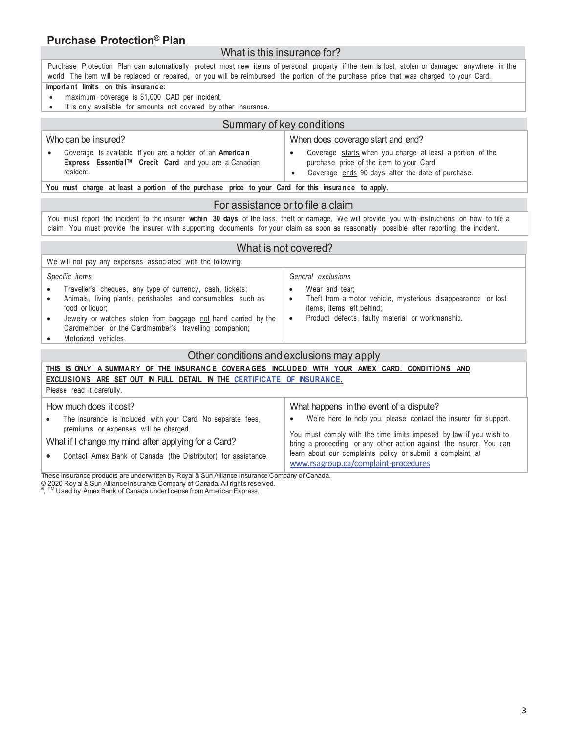## Purchase Protection® Plan

### What is this insurance for?

Purchase Protection Plan can automatically protect most new items of personal property if the item is lost, stolen or damaged anywhere in the world. The item will be replaced or repaired, or you will be reimbursed the portion of the purchase price that was charged to your Card.

**Important limits on this insurance:**

- maximum coverage is $1,000 CAD per incident.
- it is only available for amounts not covered by other insurance.

### Summary of key conditions

**Who can be insured?**

- Coverage is available if you are a holder of an **American Express Essential™ Credit Card** and you are a Canadian resident.

**When does coverage start and end?**

- Coverage starts when you charge at least a portion of the purchase price of the item to your Card.
- Coverage ends 90 days after the date of purchase.

**You must charge at least a portion of the purchase price to your Card for this insurance to apply.**

### For assistance or to file a claim

You must report the incident to the insurer **within 30 days** of the loss, theft or damage. We will provide you with instructions on how to file a claim. You must provide the insurer with supporting documents for your claim as soon as reasonably possible after reporting the incident.

### What is not covered?

We will not pay any expenses associated with the following:

*Specific items*

- Traveller's cheques, any type of currency, cash, tickets;
- Animals, living plants, perishables and consumables such as food or liquor;
- Jewelry or watches stolen from baggage not hand carried by the Cardmember or the Cardmember's travelling companion;
- Motorized vehicles.

*General exclusions*

- Wear and tear;
- Theft from a motor vehicle, mysterious disappearance or lost items, items left behind;
- Product defects, faulty material or workmanship.

### Other conditions and exclusions may apply

**THIS IS ONLY A SUMMARY OF THE INSURANCE COVERAGES INCLUDED WITH YOUR AMEX CARD. CONDITIONS AND EXCLUSIONS ARE SET OUT IN FULL DETAIL IN THE CERTIFICATE OF INSURANCE.**

Please read it carefully.

**How much does it cost?**

- The insurance is included with your Card. No separate fees, premiums or expenses will be charged.

**What if I change my mind after applying for a Card?**

- Contact Amex Bank of Canada (the Distributor) for assistance.

**What happens in the event of a dispute?**

- We're here to help you, please contact the insurer for support.

You must comply with the time limits imposed by law if you wish to bring a proceeding or any other action against the insurer. You can learn about our complaints policy or submit a complaint at www.rsagroup.ca/complaint-procedures

These insurance products are underwritten by Royal & Sun Alliance Insurance Company of Canada.
© 2020 Royal & Sun Alliance Insurance Company of Canada. All rights reserved.
®, ™ Used by Amex Bank of Canada under license from American Express.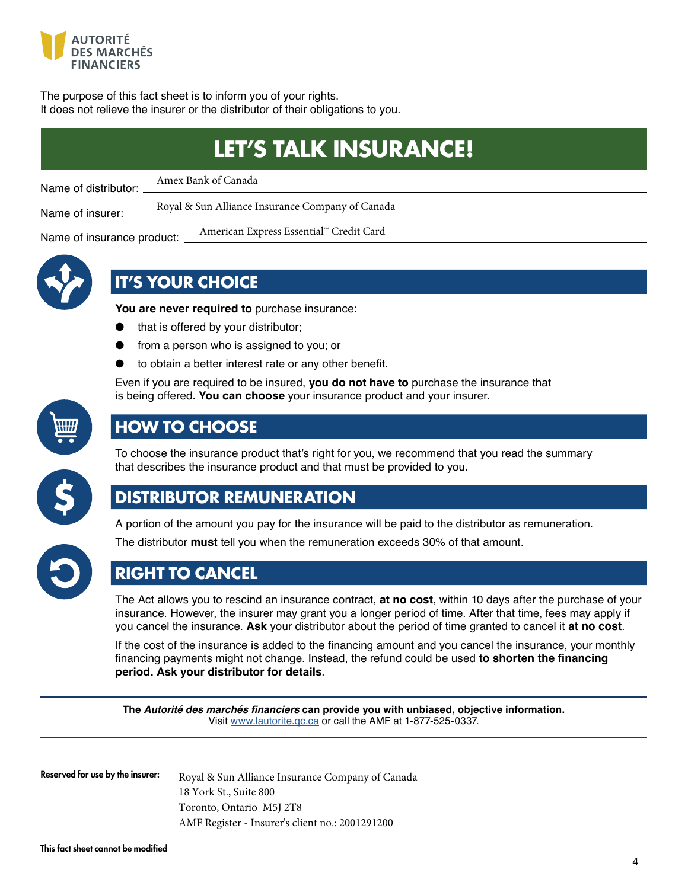AUTORITÉ DES MARCHÉS FINANCIERS

The purpose of this fact sheet is to inform you of your rights.
It does not relieve the insurer or the distributor of their obligations to you.

# LET'S TALK INSURANCE!

Name of distributor: Amex Bank of Canada

Name of insurer: Royal & Sun Alliance Insurance Company of Canada

Name of insurance product: American Express Essential™ Credit Card

## IT'S YOUR CHOICE

**You are never required to** purchase insurance:

- that is offered by your distributor;
- from a person who is assigned to you; or
- to obtain a better interest rate or any other benefit.

Even if you are required to be insured, **you do not have to** purchase the insurance that is being offered. **You can choose** your insurance product and your insurer.

## HOW TO CHOOSE

To choose the insurance product that's right for you, we recommend that you read the summary that describes the insurance product and that must be provided to you.

## DISTRIBUTOR REMUNERATION

A portion of the amount you pay for the insurance will be paid to the distributor as remuneration.

The distributor **must** tell you when the remuneration exceeds 30% of that amount.

## RIGHT TO CANCEL

The Act allows you to rescind an insurance contract, **at no cost**, within 10 days after the purchase of your insurance. However, the insurer may grant you a longer period of time. After that time, fees may apply if you cancel the insurance. **Ask** your distributor about the period of time granted to cancel it **at no cost**.

If the cost of the insurance is added to the financing amount and you cancel the insurance, your monthly financing payments might not change. Instead, the refund could be used **to shorten the financing period. Ask your distributor for details**.

---

**The *Autorité des marchés financiers* can provide you with unbiased, objective information.**
Visit www.lautorite.qc.ca or call the AMF at 1-877-525-0337.

---

**Reserved for use by the insurer:**

Royal & Sun Alliance Insurance Company of Canada
18 York St., Suite 800
Toronto, Ontario M5J 2T8
AMF Register - Insurer's client no.: 2001291200

**This fact sheet cannot be modified**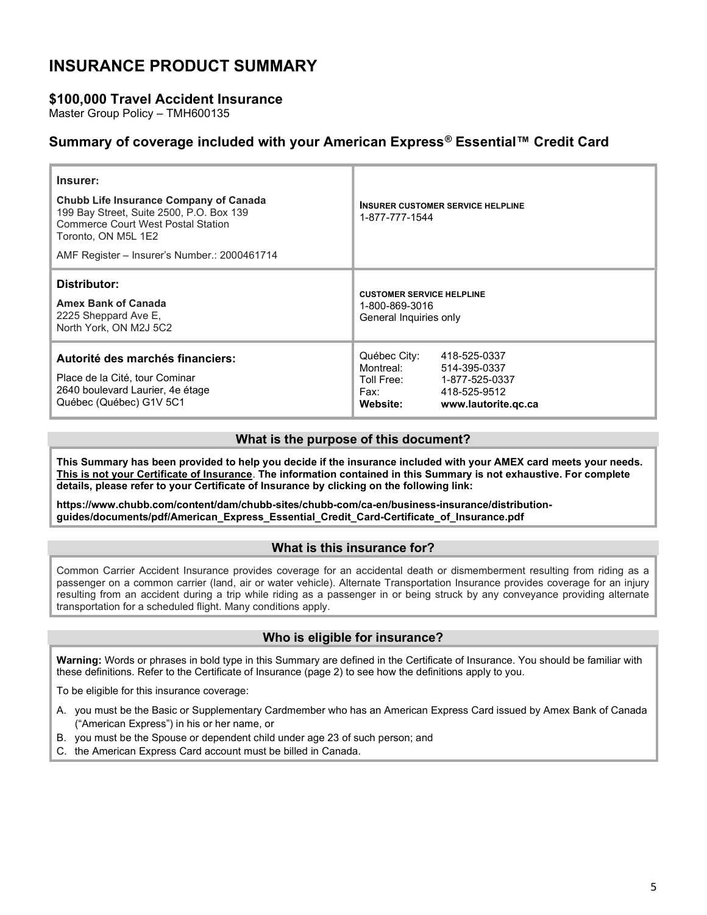# INSURANCE PRODUCT SUMMARY

## $100,000 Travel Accident Insurance

Master Group Policy – TMH600135

## Summary of coverage included with your American Express® Essential™ Credit Card

| | |
|---|---|
| **Insurer:**<br><br>**Chubb Life Insurance Company of Canada**<br>199 Bay Street, Suite 2500, P.O. Box 139<br>Commerce Court West Postal Station<br>Toronto, ON M5L 1E2<br><br>AMF Register – Insurer's Number.: 2000461714 | **INSURER CUSTOMER SERVICE HELPLINE**<br>1-877-777-1544 |
| **Distributor:**<br><br>**Amex Bank of Canada**<br>2225 Sheppard Ave E,<br>North York, ON M2J 5C2 | **CUSTOMER SERVICE HELPLINE**<br>1-800-869-3016<br>General Inquiries only |
| **Autorité des marchés financiers:**<br><br>Place de la Cité, tour Cominar<br>2640 boulevard Laurier, 4e étage<br>Québec (Québec) G1V 5C1 | Québec City: 418-525-0337<br>Montreal: 514-395-0337<br>Toll Free: 1-877-525-0337<br>Fax: 418-525-9512<br>**Website: www.lautorite.qc.ca** |

### What is the purpose of this document?

**This Summary has been provided to help you decide if the insurance included with your AMEX card meets your needs. <u>This is not your Certificate of Insurance</u>. The information contained in this Summary is not exhaustive. For complete details, please refer to your Certificate of Insurance by clicking on the following link:**

**https://www.chubb.com/content/dam/chubb-sites/chubb-com/ca-en/business-insurance/distribution-guides/documents/pdf/American_Express_Essential_Credit_Card-Certificate_of_Insurance.pdf**

### What is this insurance for?

Common Carrier Accident Insurance provides coverage for an accidental death or dismemberment resulting from riding as a passenger on a common carrier (land, air or water vehicle). Alternate Transportation Insurance provides coverage for an injury resulting from an accident during a trip while riding as a passenger in or being struck by any conveyance providing alternate transportation for a scheduled flight. Many conditions apply.

### Who is eligible for insurance?

**Warning:** Words or phrases in bold type in this Summary are defined in the Certificate of Insurance. You should be familiar with these definitions. Refer to the Certificate of Insurance (page 2) to see how the definitions apply to you.

To be eligible for this insurance coverage:

A. you must be the Basic or Supplementary Cardmember who has an American Express Card issued by Amex Bank of Canada ("American Express") in his or her name, or
B. you must be the Spouse or dependent child under age 23 of such person; and
C. the American Express Card account must be billed in Canada.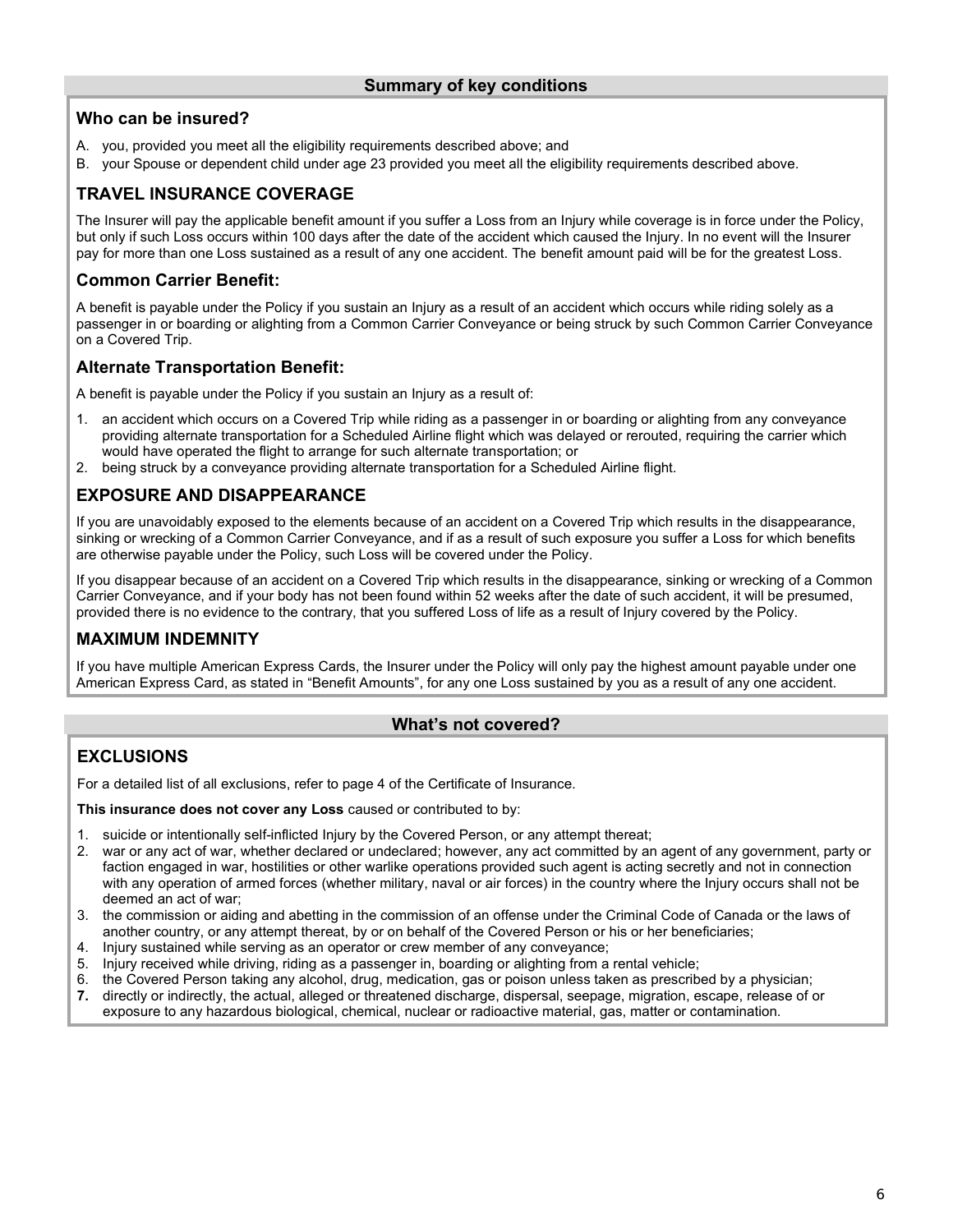## Summary of key conditions

### Who can be insured?

A. you, provided you meet all the eligibility requirements described above; and
B. your Spouse or dependent child under age 23 provided you meet all the eligibility requirements described above.

### TRAVEL INSURANCE COVERAGE

The Insurer will pay the applicable benefit amount if you suffer a Loss from an Injury while coverage is in force under the Policy, but only if such Loss occurs within 100 days after the date of the accident which caused the Injury. In no event will the Insurer pay for more than one Loss sustained as a result of any one accident. The benefit amount paid will be for the greatest Loss.

### Common Carrier Benefit:

A benefit is payable under the Policy if you sustain an Injury as a result of an accident which occurs while riding solely as a passenger in or boarding or alighting from a Common Carrier Conveyance or being struck by such Common Carrier Conveyance on a Covered Trip.

### Alternate Transportation Benefit:

A benefit is payable under the Policy if you sustain an Injury as a result of:

1. an accident which occurs on a Covered Trip while riding as a passenger in or boarding or alighting from any conveyance providing alternate transportation for a Scheduled Airline flight which was delayed or rerouted, requiring the carrier which would have operated the flight to arrange for such alternate transportation; or
2. being struck by a conveyance providing alternate transportation for a Scheduled Airline flight.

### EXPOSURE AND DISAPPEARANCE

If you are unavoidably exposed to the elements because of an accident on a Covered Trip which results in the disappearance, sinking or wrecking of a Common Carrier Conveyance, and if as a result of such exposure you suffer a Loss for which benefits are otherwise payable under the Policy, such Loss will be covered under the Policy.

If you disappear because of an accident on a Covered Trip which results in the disappearance, sinking or wrecking of a Common Carrier Conveyance, and if your body has not been found within 52 weeks after the date of such accident, it will be presumed, provided there is no evidence to the contrary, that you suffered Loss of life as a result of Injury covered by the Policy.

### MAXIMUM INDEMNITY

If you have multiple American Express Cards, the Insurer under the Policy will only pay the highest amount payable under one American Express Card, as stated in "Benefit Amounts", for any one Loss sustained by you as a result of any one accident.

## What's not covered?

### EXCLUSIONS

For a detailed list of all exclusions, refer to page 4 of the Certificate of Insurance.

**This insurance does not cover any Loss** caused or contributed to by:

1. suicide or intentionally self-inflicted Injury by the Covered Person, or any attempt thereat;
2. war or any act of war, whether declared or undeclared; however, any act committed by an agent of any government, party or faction engaged in war, hostilities or other warlike operations provided such agent is acting secretly and not in connection with any operation of armed forces (whether military, naval or air forces) in the country where the Injury occurs shall not be deemed an act of war;
3. the commission or aiding and abetting in the commission of an offense under the Criminal Code of Canada or the laws of another country, or any attempt thereat, by or on behalf of the Covered Person or his or her beneficiaries;
4. Injury sustained while serving as an operator or crew member of any conveyance;
5. Injury received while driving, riding as a passenger in, boarding or alighting from a rental vehicle;
6. the Covered Person taking any alcohol, drug, medication, gas or poison unless taken as prescribed by a physician;
7. directly or indirectly, the actual, alleged or threatened discharge, dispersal, seepage, migration, escape, release of or exposure to any hazardous biological, chemical, nuclear or radioactive material, gas, matter or contamination.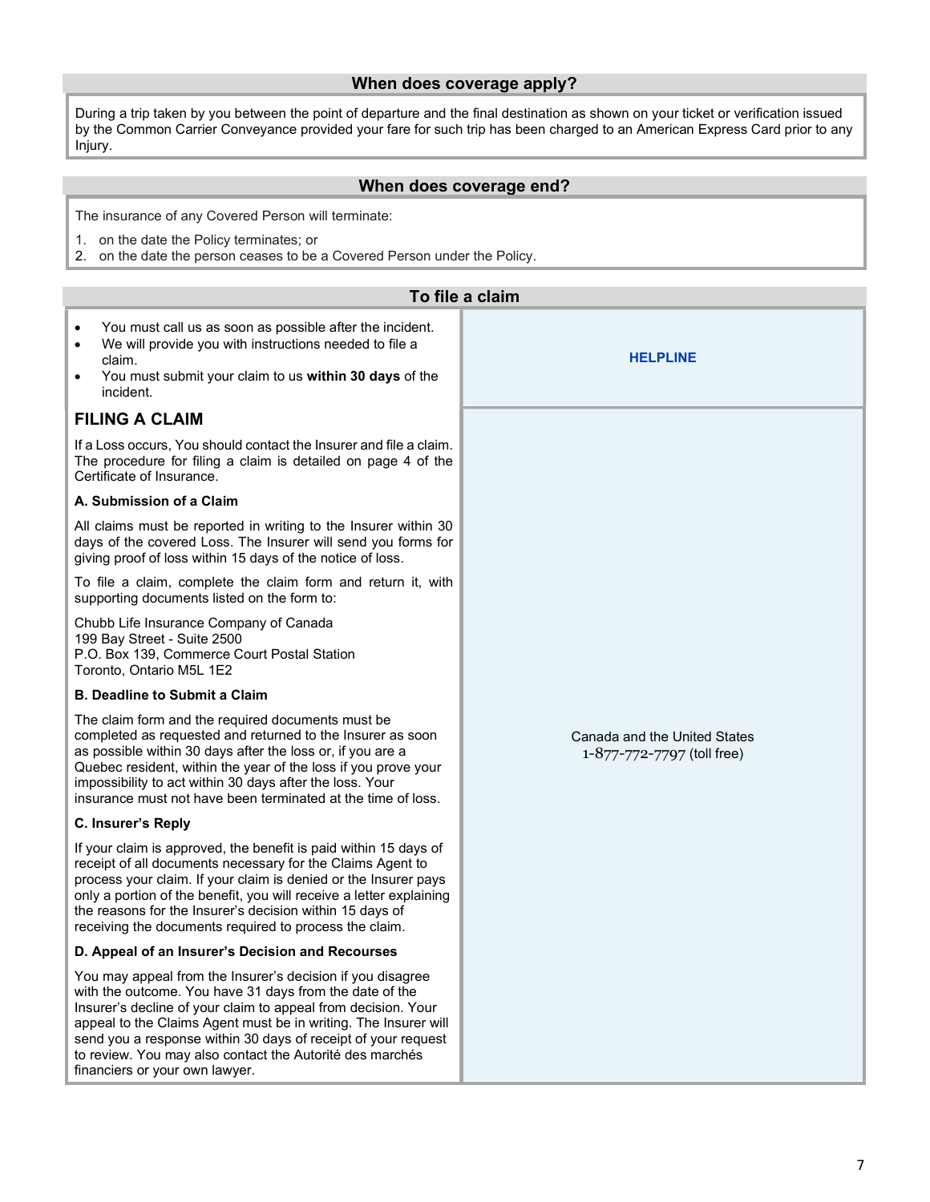## When does coverage apply?

During a trip taken by you between the point of departure and the final destination as shown on your ticket or verification issued by the Common Carrier Conveyance provided your fare for such trip has been charged to an American Express Card prior to any Injury.

## When does coverage end?

The insurance of any Covered Person will terminate:

1. on the date the Policy terminates; or
2. on the date the person ceases to be a Covered Person under the Policy.

## To file a claim

- You must call us as soon as possible after the incident.
- We will provide you with instructions needed to file a claim.
- You must submit your claim to us **within 30 days** of the incident.

**HELPLINE**

Canada and the United States
1-877-772-7797 (toll free)

### FILING A CLAIM

If a Loss occurs, You should contact the Insurer and file a claim. The procedure for filing a claim is detailed on page 4 of the Certificate of Insurance.

**A. Submission of a Claim**

All claims must be reported in writing to the Insurer within 30 days of the covered Loss. The Insurer will send you forms for giving proof of loss within 15 days of the notice of loss.

To file a claim, complete the claim form and return it, with supporting documents listed on the form to:

Chubb Life Insurance Company of Canada
199 Bay Street - Suite 2500
P.O. Box 139, Commerce Court Postal Station
Toronto, Ontario M5L 1E2

**B. Deadline to Submit a Claim**

The claim form and the required documents must be completed as requested and returned to the Insurer as soon as possible within 30 days after the loss or, if you are a Quebec resident, within the year of the loss if you prove your impossibility to act within 30 days after the loss. Your insurance must not have been terminated at the time of loss.

**C. Insurer's Reply**

If your claim is approved, the benefit is paid within 15 days of receipt of all documents necessary for the Claims Agent to process your claim. If your claim is denied or the Insurer pays only a portion of the benefit, you will receive a letter explaining the reasons for the Insurer's decision within 15 days of receiving the documents required to process the claim.

**D. Appeal of an Insurer's Decision and Recourses**

You may appeal from the Insurer's decision if you disagree with the outcome. You have 31 days from the date of the Insurer's decline of your claim to appeal from decision. Your appeal to the Claims Agent must be in writing. The Insurer will send you a response within 30 days of receipt of your request to review. You may also contact the Autorité des marchés financiers or your own lawyer.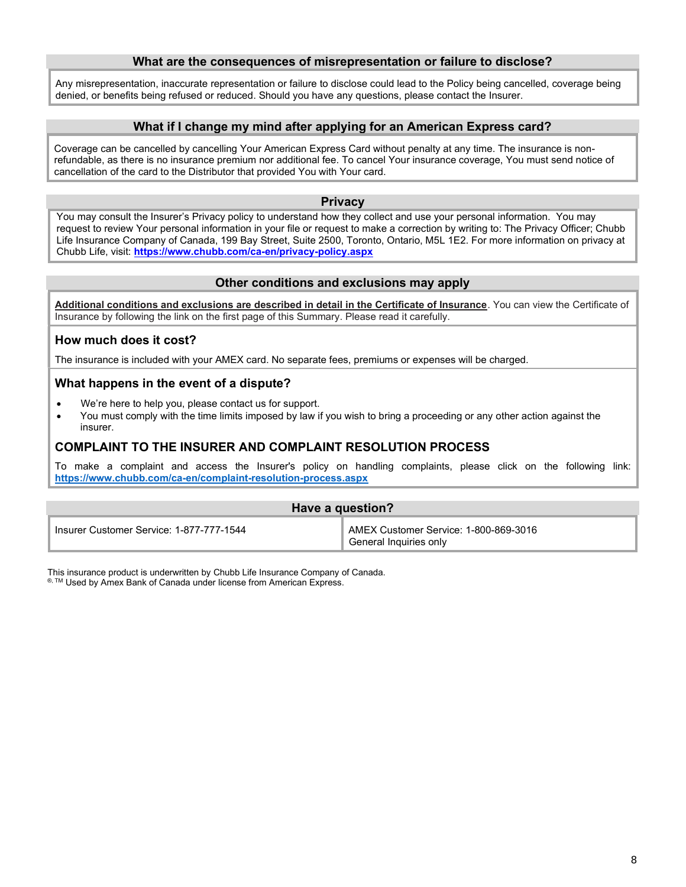## What are the consequences of misrepresentation or failure to disclose?

Any misrepresentation, inaccurate representation or failure to disclose could lead to the Policy being cancelled, coverage being denied, or benefits being refused or reduced. Should you have any questions, please contact the Insurer.

## What if I change my mind after applying for an American Express card?

Coverage can be cancelled by cancelling Your American Express Card without penalty at any time. The insurance is non-refundable, as there is no insurance premium nor additional fee. To cancel Your insurance coverage, You must send notice of cancellation of the card to the Distributor that provided You with Your card.

## Privacy

You may consult the Insurer's Privacy policy to understand how they collect and use your personal information. You may request to review Your personal information in your file or request to make a correction by writing to: The Privacy Officer; Chubb Life Insurance Company of Canada, 199 Bay Street, Suite 2500, Toronto, Ontario, M5L 1E2. For more information on privacy at Chubb Life, visit: **https://www.chubb.com/ca-en/privacy-policy.aspx**

## Other conditions and exclusions may apply

**Additional conditions and exclusions are described in detail in the Certificate of Insurance**. You can view the Certificate of Insurance by following the link on the first page of this Summary. Please read it carefully.

### How much does it cost?

The insurance is included with your AMEX card. No separate fees, premiums or expenses will be charged.

### What happens in the event of a dispute?

- We're here to help you, please contact us for support.
- You must comply with the time limits imposed by law if you wish to bring a proceeding or any other action against the insurer.

### COMPLAINT TO THE INSURER AND COMPLAINT RESOLUTION PROCESS

To make a complaint and access the Insurer's policy on handling complaints, please click on the following link: **https://www.chubb.com/ca-en/complaint-resolution-process.aspx**

## Have a question?

| Insurer Customer Service: 1-877-777-1544 | AMEX Customer Service: 1-800-869-3016<br>General Inquiries only |
|---|---|

This insurance product is underwritten by Chubb Life Insurance Company of Canada.
®, ™ Used by Amex Bank of Canada under license from American Express.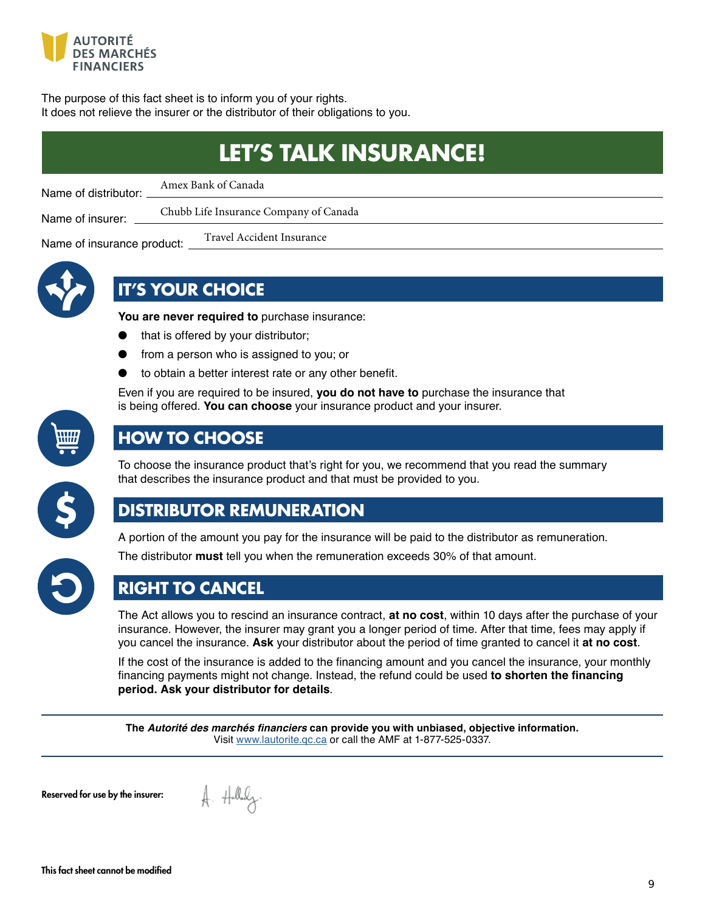AUTORITÉ DES MARCHÉS FINANCIERS

The purpose of this fact sheet is to inform you of your rights.
It does not relieve the insurer or the distributor of their obligations to you.

# LET'S TALK INSURANCE!

Name of distributor: Amex Bank of Canada

Name of insurer: Chubb Life Insurance Company of Canada

Name of insurance product: Travel Accident Insurance

## IT'S YOUR CHOICE

**You are never required to** purchase insurance:

- that is offered by your distributor;
- from a person who is assigned to you; or
- to obtain a better interest rate or any other benefit.

Even if you are required to be insured, **you do not have to** purchase the insurance that is being offered. **You can choose** your insurance product and your insurer.

## HOW TO CHOOSE

To choose the insurance product that's right for you, we recommend that you read the summary that describes the insurance product and that must be provided to you.

## DISTRIBUTOR REMUNERATION

A portion of the amount you pay for the insurance will be paid to the distributor as remuneration.

The distributor **must** tell you when the remuneration exceeds 30% of that amount.

## RIGHT TO CANCEL

The Act allows you to rescind an insurance contract, **at no cost**, within 10 days after the purchase of your insurance. However, the insurer may grant you a longer period of time. After that time, fees may apply if you cancel the insurance. **Ask** your distributor about the period of time granted to cancel it **at no cost**.

If the cost of the insurance is added to the financing amount and you cancel the insurance, your monthly financing payments might not change. Instead, the refund could be used **to shorten the financing period. Ask your distributor for details**.

---

**The *Autorité des marchés financiers* can provide you with unbiased, objective information.**
Visit www.lautorite.qc.ca or call the AMF at 1-877-525-0337.

---

**Reserved for use by the insurer:** A. Hally

**This fact sheet cannot be modified**